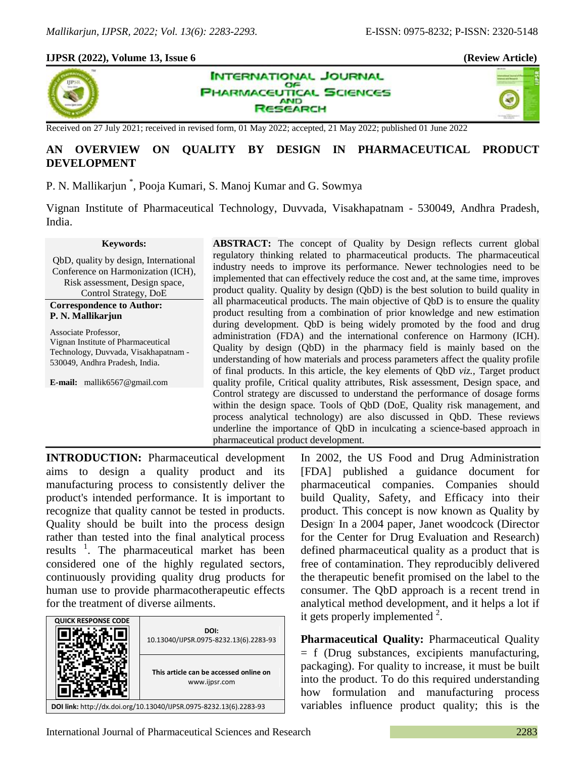**IJPSR (2022), Volume 13, Issue 6** **(Review Article)**

Received on 27 July 2021; received in revised form, 01 May 2022; accepted, 21 May 2022; published 01 June 2022

# AN OVERVIEW ON QUALITY BY DESIGN IN PHARMACEUTICAL PRODUCT DEVELOPMENT

P. N. Mallikarjun*, Pooja Kumari, S. Manoj Kumar and G. Sowmya

Vignan Institute of Pharmaceutical Technology, Duvvada, Visakhapatnam - 530049, Andhra Pradesh, India.

**Keywords:**

QbD, quality by design, International Conference on Harmonization (ICH), Risk assessment, Design space, Control Strategy, DoE

**Correspondence to Author:**
**P. N. Mallikarjun**

Associate Professor,
Vignan Institute of Pharmaceutical Technology, Duvvada, Visakhapatnam - 530049, Andhra Pradesh, India.

**E-mail:** mallik6567@gmail.com

**ABSTRACT:** The concept of Quality by Design reflects current global regulatory thinking related to pharmaceutical products. The pharmaceutical industry needs to improve its performance. Newer technologies need to be implemented that can effectively reduce the cost and, at the same time, improves product quality. Quality by design (QbD) is the best solution to build quality in all pharmaceutical products. The main objective of QbD is to ensure the quality product resulting from a combination of prior knowledge and new estimation during development. QbD is being widely promoted by the food and drug administration (FDA) and the international conference on Harmony (ICH). Quality by design (QbD) in the pharmacy field is mainly based on the understanding of how materials and process parameters affect the quality profile of final products. In this article, the key elements of QbD *viz.*, Target product quality profile, Critical quality attributes, Risk assessment, Design space, and Control strategy are discussed to understand the performance of dosage forms within the design space. Tools of QbD (DoE, Quality risk management, and process analytical technology) are also discussed in QbD. These reviews underline the importance of QbD in inculcating a science-based approach in pharmaceutical product development.

**INTRODUCTION:** Pharmaceutical development aims to design a quality product and its manufacturing process to consistently deliver the product's intended performance. It is important to recognize that quality cannot be tested in products. Quality should be built into the process design rather than tested into the final analytical process results [1]. The pharmaceutical market has been considered one of the highly regulated sectors, continuously providing quality drug products for human use to provide pharmacotherapeutic effects for the treatment of diverse ailments.

| QUICK RESPONSE CODE | DOI: 10.13040/IJPSR.0975-8232.13(6).2283-93 |
| --- | --- |
| | This article can be accessed online on www.ijpsr.com |

**DOI link:** http://dx.doi.org/10.13040/IJPSR.0975-8232.13(6).2283-93

In 2002, the US Food and Drug Administration [FDA] published a guidance document for pharmaceutical companies. Companies should build Quality, Safety, and Efficacy into their product. This concept is now known as Quality by Design. In a 2004 paper, Janet woodcock (Director for the Center for Drug Evaluation and Research) defined pharmaceutical quality as a product that is free of contamination. They reproducibly delivered the therapeutic benefit promised on the label to the consumer. The QbD approach is a recent trend in analytical method development, and it helps a lot if it gets properly implemented [2].

**Pharmaceutical Quality:** Pharmaceutical Quality = f (Drug substances, excipients manufacturing, packaging). For quality to increase, it must be built into the product. To do this required understanding how formulation and manufacturing process variables influence product quality; this is the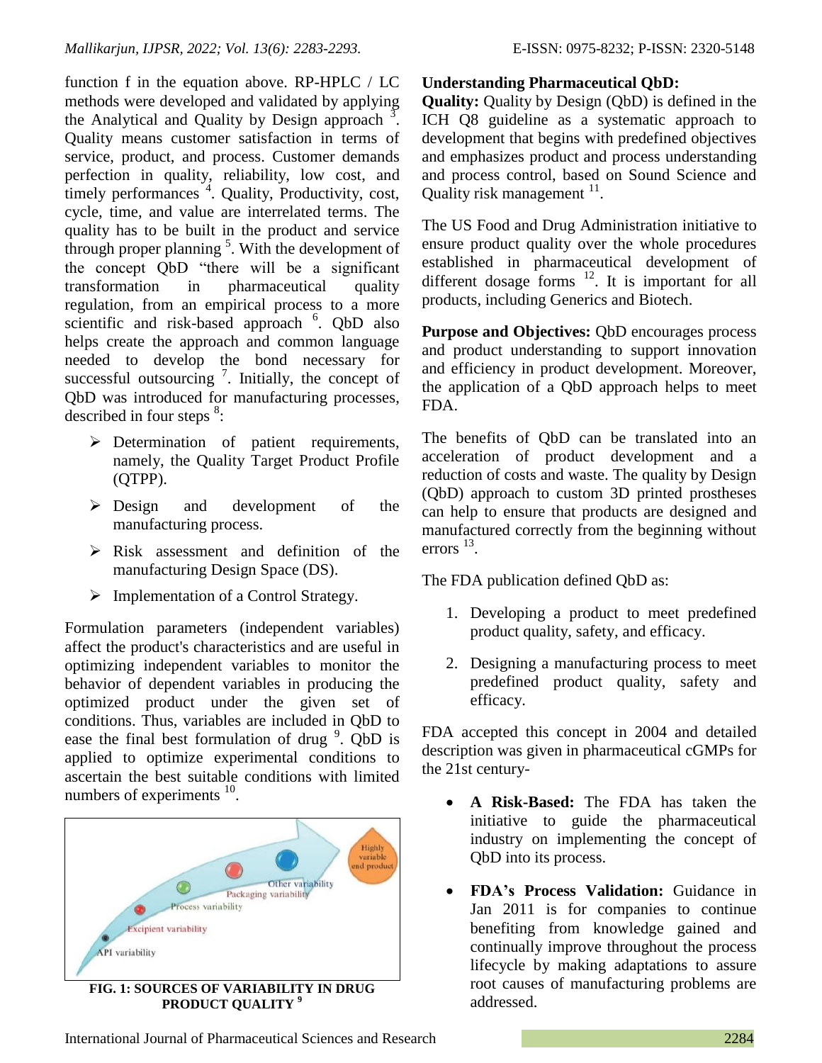function f in the equation above. RP-HPLC / LC methods were developed and validated by applying the Analytical and Quality by Design approach [3]. Quality means customer satisfaction in terms of service, product, and process. Customer demands perfection in quality, reliability, low cost, and timely performances [4]. Quality, Productivity, cost, cycle, time, and value are interrelated terms. The quality has to be built in the product and service through proper planning [5]. With the development of the concept QbD "there will be a significant transformation in pharmaceutical quality regulation, from an empirical process to a more scientific and risk-based approach [6]. QbD also helps create the approach and common language needed to develop the bond necessary for successful outsourcing [7]. Initially, the concept of QbD was introduced for manufacturing processes, described in four steps [8]:

- Determination of patient requirements, namely, the Quality Target Product Profile (QTPP).
- Design and development of the manufacturing process.
- Risk assessment and definition of the manufacturing Design Space (DS).
- Implementation of a Control Strategy.

Formulation parameters (independent variables) affect the product's characteristics and are useful in optimizing independent variables to monitor the behavior of dependent variables in producing the optimized product under the given set of conditions. Thus, variables are included in QbD to ease the final best formulation of drug [9]. QbD is applied to optimize experimental conditions to ascertain the best suitable conditions with limited numbers of experiments [10].

FIG. 1: SOURCES OF VARIABILITY IN DRUG PRODUCT QUALITY [9]

**Understanding Pharmaceutical QbD:**

**Quality:** Quality by Design (QbD) is defined in the ICH Q8 guideline as a systematic approach to development that begins with predefined objectives and emphasizes product and process understanding and process control, based on Sound Science and Quality risk management [11].

The US Food and Drug Administration initiative to ensure product quality over the whole procedures established in pharmaceutical development of different dosage forms [12]. It is important for all products, including Generics and Biotech.

**Purpose and Objectives:** QbD encourages process and product understanding to support innovation and efficiency in product development. Moreover, the application of a QbD approach helps to meet FDA.

The benefits of QbD can be translated into an acceleration of product development and a reduction of costs and waste. The quality by Design (QbD) approach to custom 3D printed prostheses can help to ensure that products are designed and manufactured correctly from the beginning without errors [13].

The FDA publication defined QbD as:

1. Developing a product to meet predefined product quality, safety, and efficacy.
2. Designing a manufacturing process to meet predefined product quality, safety and efficacy.

FDA accepted this concept in 2004 and detailed description was given in pharmaceutical cGMPs for the 21st century-

- **A Risk-Based:** The FDA has taken the initiative to guide the pharmaceutical industry on implementing the concept of QbD into its process.
- **FDA's Process Validation:** Guidance in Jan 2011 is for companies to continue benefiting from knowledge gained and continually improve throughout the process lifecycle by making adaptations to assure root causes of manufacturing problems are addressed.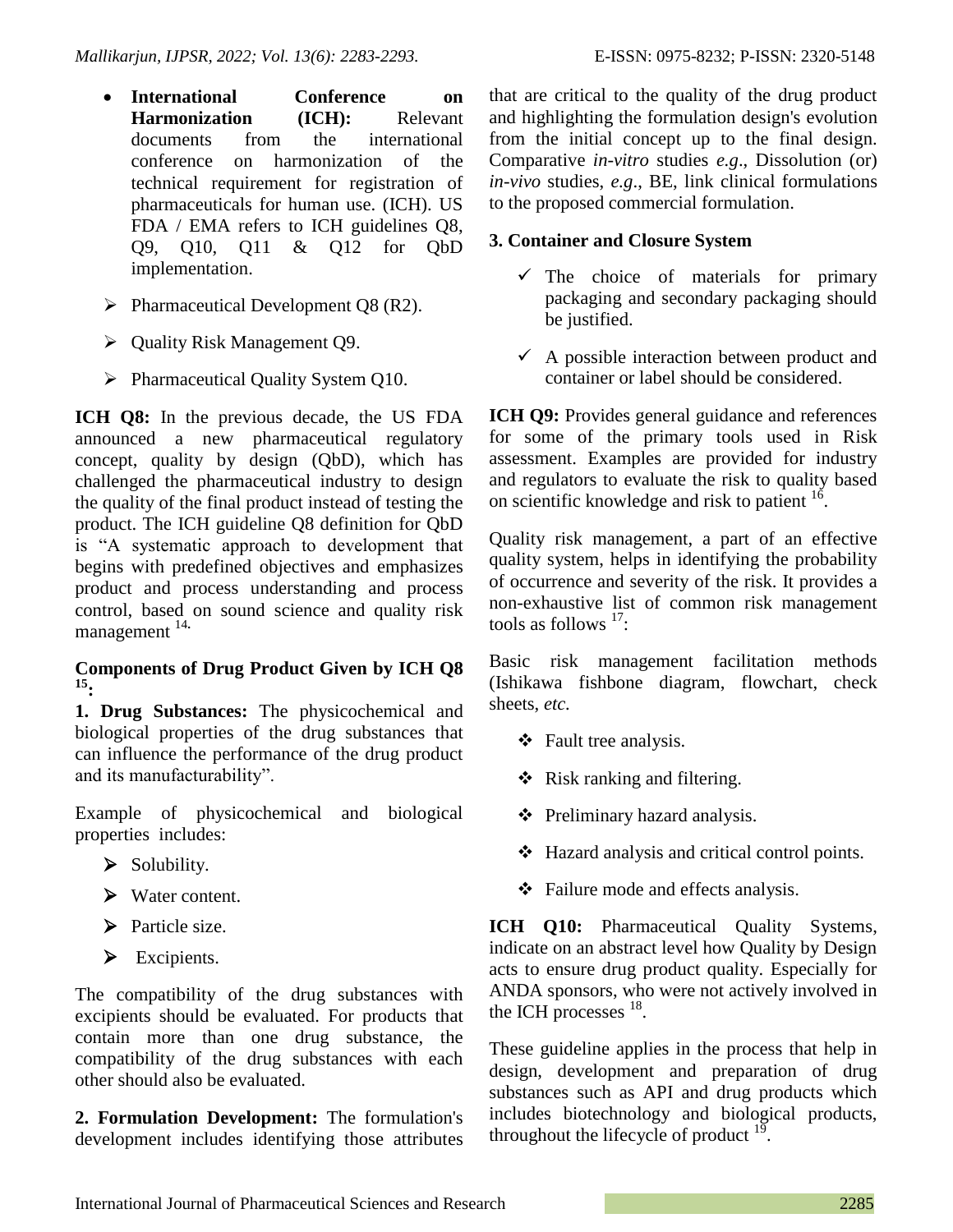- **International Conference on Harmonization (ICH):** Relevant documents from the international conference on harmonization of the technical requirement for registration of pharmaceuticals for human use. (ICH). US FDA / EMA refers to ICH guidelines Q8, Q9, Q10, Q11 & Q12 for QbD implementation.

  - Pharmaceutical Development Q8 (R2).
  - Quality Risk Management Q9.
  - Pharmaceutical Quality System Q10.

**ICH Q8:** In the previous decade, the US FDA announced a new pharmaceutical regulatory concept, quality by design (QbD), which has challenged the pharmaceutical industry to design the quality of the final product instead of testing the product. The ICH guideline Q8 definition for QbD is "A systematic approach to development that begins with predefined objectives and emphasizes product and process understanding and process control, based on sound science and quality risk management [14].

**Components of Drug Product Given by ICH Q8 [15]:**

**1. Drug Substances:** The physicochemical and biological properties of the drug substances that can influence the performance of the drug product and its manufacturability".

Example of physicochemical and biological properties includes:

- Solubility.
- Water content.
- Particle size.
- Excipients.

The compatibility of the drug substances with excipients should be evaluated. For products that contain more than one drug substance, the compatibility of the drug substances with each other should also be evaluated.

**2. Formulation Development:** The formulation's development includes identifying those attributes that are critical to the quality of the drug product and highlighting the formulation design's evolution from the initial concept up to the final design. Comparative *in-vitro* studies *e.g*., Dissolution (or) *in-vivo* studies, *e.g*., BE, link clinical formulations to the proposed commercial formulation.

**3. Container and Closure System**

- The choice of materials for primary packaging and secondary packaging should be justified.
- A possible interaction between product and container or label should be considered.

**ICH Q9:** Provides general guidance and references for some of the primary tools used in Risk assessment. Examples are provided for industry and regulators to evaluate the risk to quality based on scientific knowledge and risk to patient [16].

Quality risk management, a part of an effective quality system, helps in identifying the probability of occurrence and severity of the risk. It provides a non-exhaustive list of common risk management tools as follows [17]:

Basic risk management facilitation methods (Ishikawa fishbone diagram, flowchart, check sheets, *etc.*

- Fault tree analysis.
- Risk ranking and filtering.
- Preliminary hazard analysis.
- Hazard analysis and critical control points.
- Failure mode and effects analysis.

**ICH Q10:** Pharmaceutical Quality Systems, indicate on an abstract level how Quality by Design acts to ensure drug product quality. Especially for ANDA sponsors, who were not actively involved in the ICH processes [18].

These guideline applies in the process that help in design, development and preparation of drug substances such as API and drug products which includes biotechnology and biological products, throughout the lifecycle of product [19].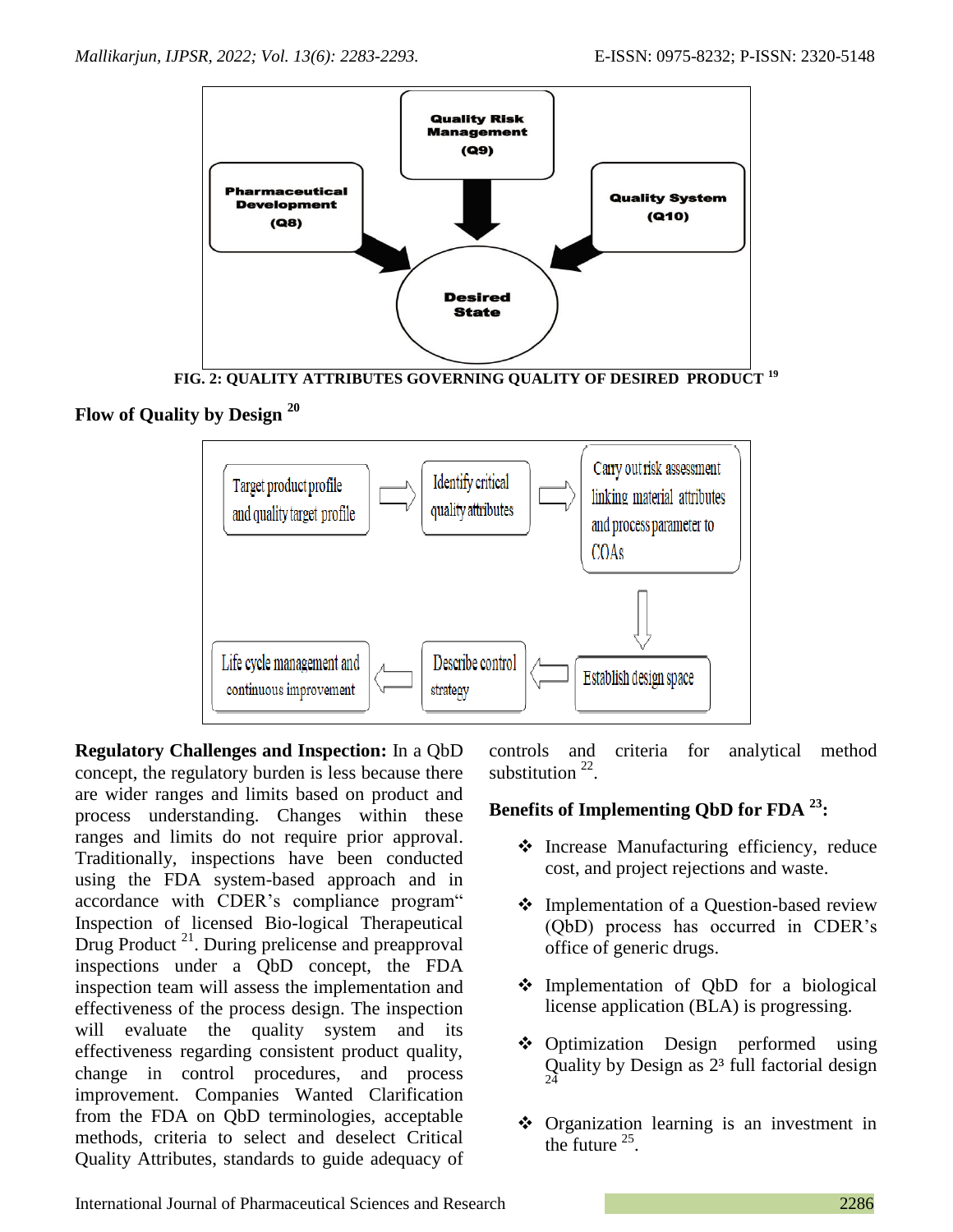FIG. 2: QUALITY ATTRIBUTES GOVERNING QUALITY OF DESIRED PRODUCT [19]

**Flow of Quality by Design [20]**

**Regulatory Challenges and Inspection:** In a QbD concept, the regulatory burden is less because there are wider ranges and limits based on product and process understanding. Changes within these ranges and limits do not require prior approval. Traditionally, inspections have been conducted using the FDA system-based approach and in accordance with CDER's compliance program" Inspection of licensed Bio-logical Therapeutical Drug Product [21]. During prelicense and preapproval inspections under a QbD concept, the FDA inspection team will assess the implementation and effectiveness of the process design. The inspection will evaluate the quality system and its effectiveness regarding consistent product quality, change in control procedures, and process improvement. Companies Wanted Clarification from the FDA on QbD terminologies, acceptable methods, criteria to select and deselect Critical Quality Attributes, standards to guide adequacy of controls and criteria for analytical method substitution [22].

**Benefits of Implementing QbD for FDA [23]:**

- Increase Manufacturing efficiency, reduce cost, and project rejections and waste.
- Implementation of a Question-based review (QbD) process has occurred in CDER's office of generic drugs.
- Implementation of QbD for a biological license application (BLA) is progressing.
- Optimization Design performed using Quality by Design as $2^3$ full factorial design [24]
- Organization learning is an investment in the future [25].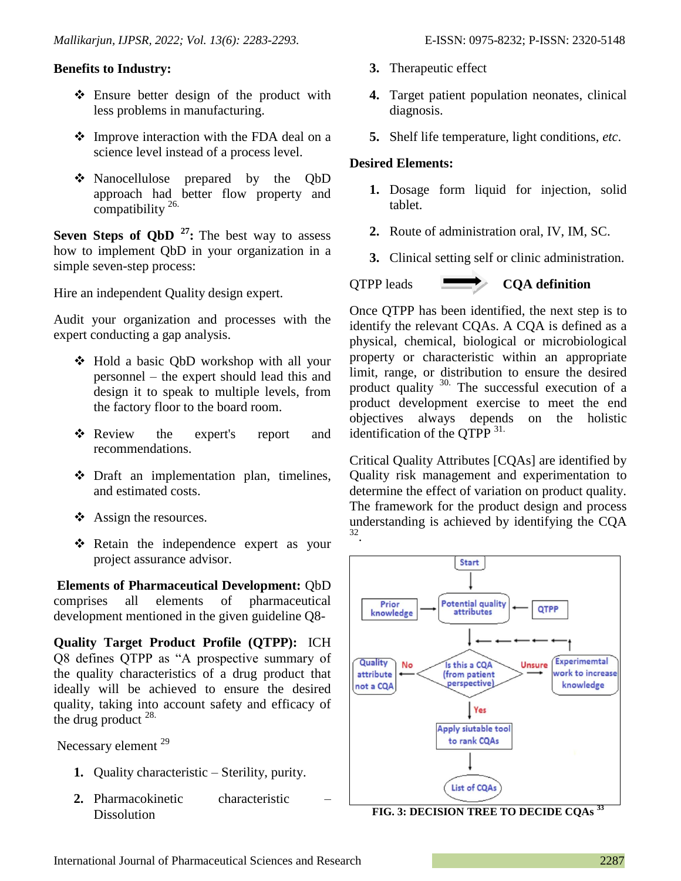**Benefits to Industry:**

- Ensure better design of the product with less problems in manufacturing.
- Improve interaction with the FDA deal on a science level instead of a process level.
- Nanocellulose prepared by the QbD approach had better flow property and compatibility [26].

**Seven Steps of QbD [27]:** The best way to assess how to implement QbD in your organization in a simple seven-step process:

Hire an independent Quality design expert.

Audit your organization and processes with the expert conducting a gap analysis.

- Hold a basic QbD workshop with all your personnel – the expert should lead this and design it to speak to multiple levels, from the factory floor to the board room.
- Review the expert's report and recommendations.
- Draft an implementation plan, timelines, and estimated costs.
- Assign the resources.
- Retain the independence expert as your project assurance advisor.

**Elements of Pharmaceutical Development:** QbD comprises all elements of pharmaceutical development mentioned in the given guideline Q8-

**Quality Target Product Profile (QTPP):** ICH Q8 defines QTPP as "A prospective summary of the quality characteristics of a drug product that ideally will be achieved to ensure the desired quality, taking into account safety and efficacy of the drug product [28].

Necessary element [29]

1. Quality characteristic – Sterility, purity.
2. Pharmacokinetic characteristic – Dissolution
3. Therapeutic effect
4. Target patient population neonates, clinical diagnosis.
5. Shelf life temperature, light conditions, *etc*.

**Desired Elements:**

1. Dosage form liquid for injection, solid tablet.
2. Route of administration oral, IV, IM, SC.
3. Clinical setting self or clinic administration.

QTPP leads ➡ **CQA definition**

Once QTPP has been identified, the next step is to identify the relevant CQAs. A CQA is defined as a physical, chemical, biological or microbiological property or characteristic within an appropriate limit, range, or distribution to ensure the desired product quality [30]. The successful execution of a product development exercise to meet the end objectives always depends on the holistic identification of the QTPP [31].

Critical Quality Attributes [CQAs] are identified by Quality risk management and experimentation to determine the effect of variation on product quality. The framework for the product design and process understanding is achieved by identifying the CQA [32].

```
                         Start
                           |
Prior knowledge --> Potential quality attributes <-- QTPP
                           |  <- - - - - - - - - - - - +
                           v                           |
Quality attribute <-No- Is this a CQA -Unsure-> Experimemtal work
not a CQA             (from patient              to increase knowledge
                       perspective)
                           | Yes
                           v
                 Apply siutable tool to rank CQAs
                           |
                           v
                      List of CQAs
```

**FIG. 3: DECISION TREE TO DECIDE CQAs [33]**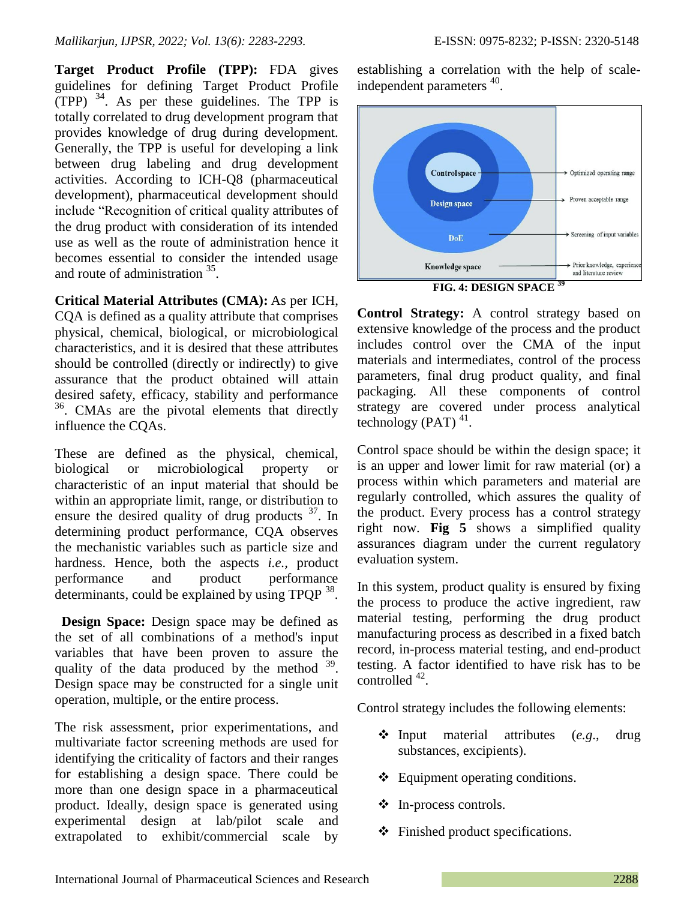**Target Product Profile (TPP):** FDA gives guidelines for defining Target Product Profile (TPP) [34]. As per these guidelines. The TPP is totally correlated to drug development program that provides knowledge of drug during development. Generally, the TPP is useful for developing a link between drug labeling and drug development activities. According to ICH-Q8 (pharmaceutical development), pharmaceutical development should include "Recognition of critical quality attributes of the drug product with consideration of its intended use as well as the route of administration hence it becomes essential to consider the intended usage and route of administration [35].

**Critical Material Attributes (CMA):** As per ICH, CQA is defined as a quality attribute that comprises physical, chemical, biological, or microbiological characteristics, and it is desired that these attributes should be controlled (directly or indirectly) to give assurance that the product obtained will attain desired safety, efficacy, stability and performance [36]. CMAs are the pivotal elements that directly influence the CQAs.

These are defined as the physical, chemical, biological or microbiological property or characteristic of an input material that should be within an appropriate limit, range, or distribution to ensure the desired quality of drug products [37]. In determining product performance, CQA observes the mechanistic variables such as particle size and hardness. Hence, both the aspects *i.e.*, product performance and product performance determinants, could be explained by using TPQP [38].

**Design Space:** Design space may be defined as the set of all combinations of a method's input variables that have been proven to assure the quality of the data produced by the method [39]. Design space may be constructed for a single unit operation, multiple, or the entire process.

The risk assessment, prior experimentations, and multivariate factor screening methods are used for identifying the criticality of factors and their ranges for establishing a design space. There could be more than one design space in a pharmaceutical product. Ideally, design space is generated using experimental design at lab/pilot scale and extrapolated to exhibit/commercial scale by establishing a correlation with the help of scale-independent parameters [40].

Control space → Optimized operating range
Design space → Proven acceptable range
DoE → Screening of input variables
Knowledge space → Prior knowledge, experience and literature review

**FIG. 4: DESIGN SPACE [39]**

**Control Strategy:** A control strategy based on extensive knowledge of the process and the product includes control over the CMA of the input materials and intermediates, control of the process parameters, final drug product quality, and final packaging. All these components of control strategy are covered under process analytical technology (PAT) [41].

Control space should be within the design space; it is an upper and lower limit for raw material (or) a process within which parameters and material are regularly controlled, which assures the quality of the product. Every process has a control strategy right now. **Fig 5** shows a simplified quality assurances diagram under the current regulatory evaluation system.

In this system, product quality is ensured by fixing the process to produce the active ingredient, raw material testing, performing the drug product manufacturing process as described in a fixed batch record, in-process material testing, and end-product testing. A factor identified to have risk has to be controlled [42].

Control strategy includes the following elements:

- ❖ Input material attributes (*e.g.*, drug substances, excipients).
- ❖ Equipment operating conditions.
- ❖ In-process controls.
- ❖ Finished product specifications.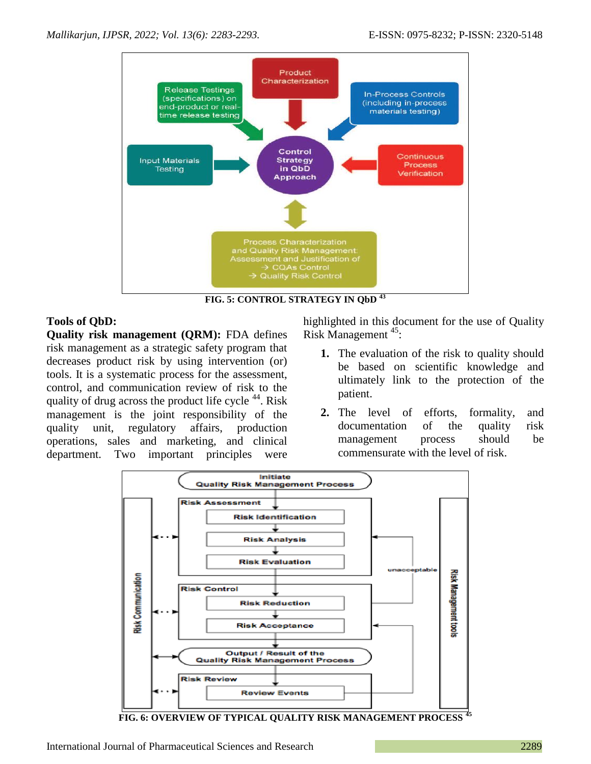FIG. 5: CONTROL STRATEGY IN QbD [43]

**Tools of QbD:**

**Quality risk management (QRM):** FDA defines risk management as a strategic safety program that decreases product risk by using intervention (or) tools. It is a systematic process for the assessment, control, and communication review of risk to the quality of drug across the product life cycle [44]. Risk management is the joint responsibility of the quality unit, regulatory affairs, production operations, sales and marketing, and clinical department. Two important principles were highlighted in this document for the use of Quality Risk Management [45]:

1. The evaluation of the risk to quality should be based on scientific knowledge and ultimately link to the protection of the patient.
2. The level of efforts, formality, and documentation of the quality risk management process should be commensurate with the level of risk.

FIG. 6: OVERVIEW OF TYPICAL QUALITY RISK MANAGEMENT PROCESS [45]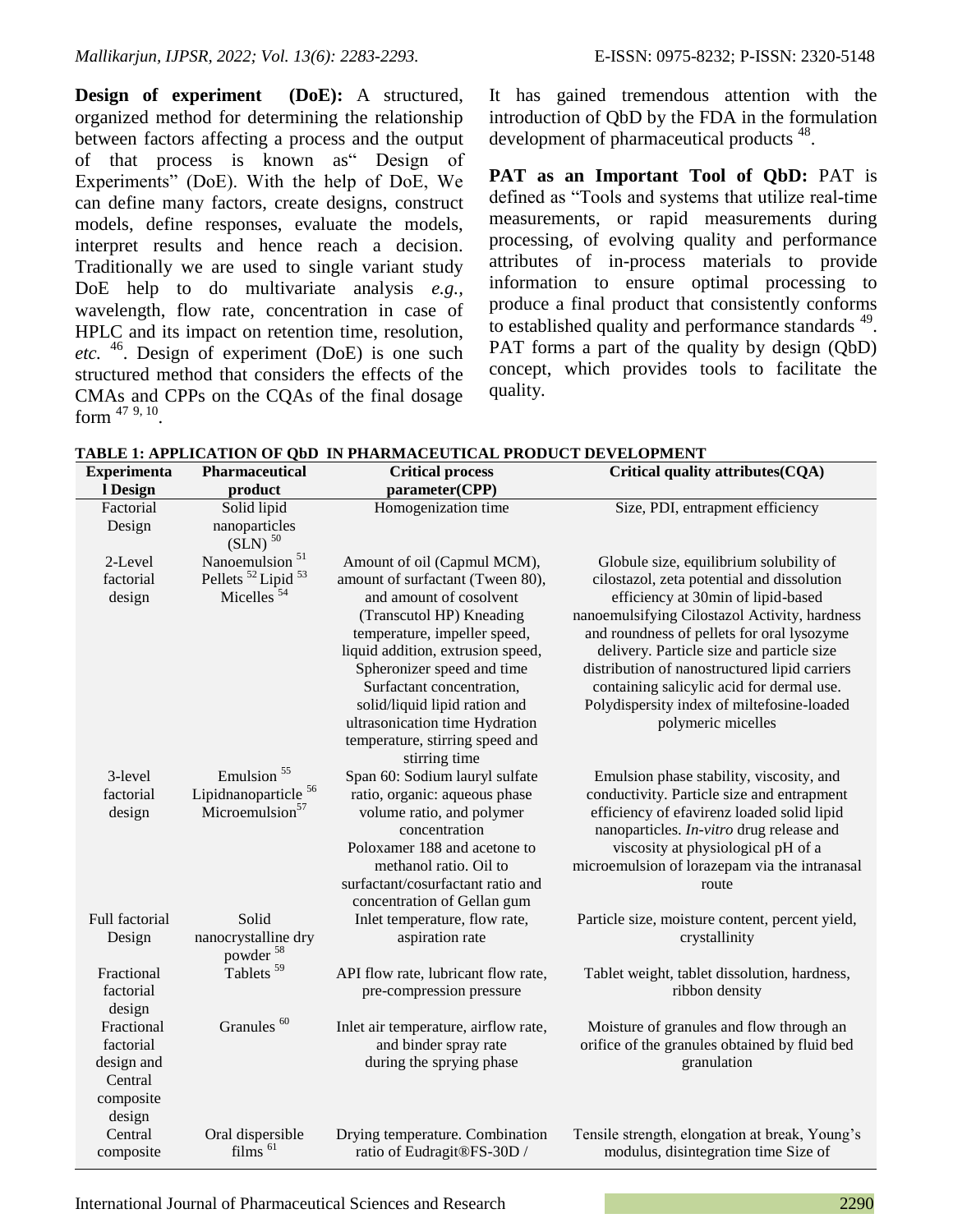**Design of experiment (DoE):** A structured, organized method for determining the relationship between factors affecting a process and the output of that process is known as" Design of Experiments" (DoE). With the help of DoE, We can define many factors, create designs, construct models, define responses, evaluate the models, interpret results and hence reach a decision. Traditionally we are used to single variant study DoE help to do multivariate analysis *e.g.*, wavelength, flow rate, concentration in case of HPLC and its impact on retention time, resolution, *etc.* [46]. Design of experiment (DoE) is one such structured method that considers the effects of the CMAs and CPPs on the CQAs of the final dosage form [47 9, 10]. It has gained tremendous attention with the introduction of QbD by the FDA in the formulation development of pharmaceutical products [48].

**PAT as an Important Tool of QbD:** PAT is defined as "Tools and systems that utilize real-time measurements, or rapid measurements during processing, of evolving quality and performance attributes of in-process materials to provide information to ensure optimal processing to produce a final product that consistently conforms to established quality and performance standards [49]. PAT forms a part of the quality by design (QbD) concept, which provides tools to facilitate the quality.

**TABLE 1: APPLICATION OF QbD IN PHARMACEUTICAL PRODUCT DEVELOPMENT**

| Experimental Design | Pharmaceutical product | Critical process parameter(CPP) | Critical quality attributes(CQA) |
|---|---|---|---|
| Factorial Design | Solid lipid nanoparticles (SLN) [50] | Homogenization time | Size, PDI, entrapment efficiency |
| 2-Level factorial design | Nanoemulsion [51] Pellets [52] Lipid [53] Micelles [54] | Amount of oil (Capmul MCM), amount of surfactant (Tween 80), and amount of cosolvent (Transcutol HP) Kneading temperature, impeller speed, liquid addition, extrusion speed, Spheronizer speed and time Surfactant concentration, solid/liquid lipid ration and ultrasonication time Hydration temperature, stirring speed and stirring time | Globule size, equilibrium solubility of cilostazol, zeta potential and dissolution efficiency at 30min of lipid-based nanoemulsifying Cilostazol Activity, hardness and roundness of pellets for oral lysozyme delivery. Particle size and particle size distribution of nanostructured lipid carriers containing salicylic acid for dermal use. Polydispersity index of miltefosine-loaded polymeric micelles |
| 3-level factorial design | Emulsion [55] Lipidnanoparticle [56] Microemulsion[57] | Span 60: Sodium lauryl sulfate ratio, organic: aqueous phase volume ratio, and polymer concentration Poloxamer 188 and acetone to methanol ratio. Oil to surfactant/cosurfactant ratio and concentration of Gellan gum | Emulsion phase stability, viscosity, and conductivity. Particle size and entrapment efficiency of efavirenz loaded solid lipid nanoparticles. *In-vitro* drug release and viscosity at physiological pH of a microemulsion of lorazepam via the intranasal route |
| Full factorial Design | Solid nanocrystalline dry powder [58] | Inlet temperature, flow rate, aspiration rate | Particle size, moisture content, percent yield, crystallinity |
| Fractional factorial design | Tablets [59] | API flow rate, lubricant flow rate, pre-compression pressure | Tablet weight, tablet dissolution, hardness, ribbon density |
| Fractional factorial design and Central composite design | Granules [60] | Inlet air temperature, airflow rate, and binder spray rate during the sprying phase | Moisture of granules and flow through an orifice of the granules obtained by fluid bed granulation |
| Central composite | Oral dispersible films [61] | Drying temperature. Combination ratio of Eudragit®FS-30D / | Tensile strength, elongation at break, Young's modulus, disintegration time Size of |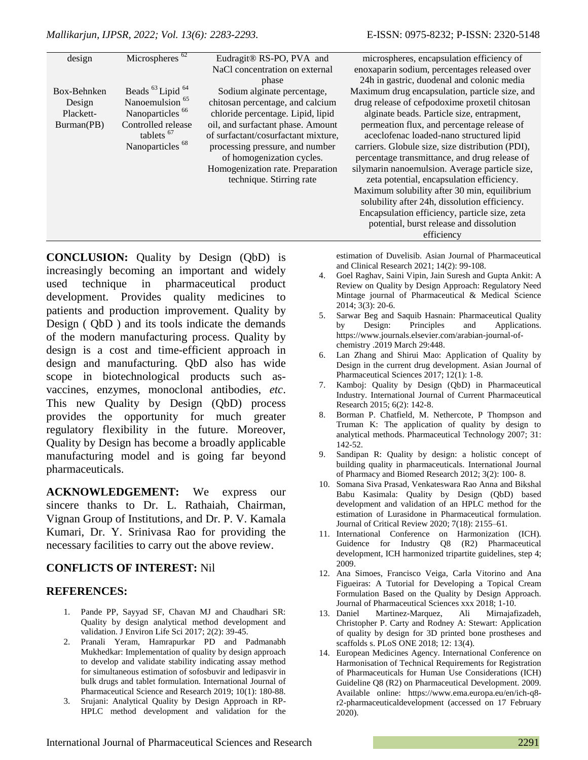| design | Microspheres [62] | Eudragit® RS-PO, PVA and NaCl concentration on external phase | microspheres, encapsulation efficiency of enoxaparin sodium, percentages released over 24h in gastric, duodenal and colonic media |
|---|---|---|---|
| Box-Behnken Design Plackett-Burman(PB) | Beads [63] Lipid [64] Nanoemulsion [65] Nanoparticles [66] Controlled release tablets [67] Nanoparticles [68] | Sodium alginate percentage, chitosan percentage, and calcium chloride percentage. Lipid, lipid oil, and surfactant phase. Amount of surfactant/cosurfactant mixture, processing pressure, and number of homogenization cycles. Homogenization rate. Preparation technique. Stirring rate | Maximum drug encapsulation, particle size, and drug release of cefpodoxime proxetil chitosan alginate beads. Particle size, entrapment, permeation flux, and percentage release of aceclofenac loaded-nano structured lipid carriers. Globule size, size distribution (PDI), percentage transmittance, and drug release of silymarin nanoemulsion. Average particle size, zeta potential, encapsulation efficiency. Maximum solubility after 30 min, equilibrium solubility after 24h, dissolution efficiency. Encapsulation efficiency, particle size, zeta potential, burst release and dissolution efficiency |

**CONCLUSION:** Quality by Design (QbD) is increasingly becoming an important and widely used technique in pharmaceutical product development. Provides quality medicines to patients and production improvement. Quality by Design ( QbD ) and its tools indicate the demands of the modern manufacturing process. Quality by design is a cost and time-efficient approach in design and manufacturing. QbD also has wide scope in biotechnological products such as-vaccines, enzymes, monoclonal antibodies, *etc*. This new Quality by Design (QbD) process provides the opportunity for much greater regulatory flexibility in the future. Moreover, Quality by Design has become a broadly applicable manufacturing model and is going far beyond pharmaceuticals.

**ACKNOWLEDGEMENT:** We express our sincere thanks to Dr. L. Rathaiah, Chairman, Vignan Group of Institutions, and Dr. P. V. Kamala Kumari, Dr. Y. Srinivasa Rao for providing the necessary facilities to carry out the above review.

**CONFLICTS OF INTEREST:** Nil

**REFERENCES:**

1. Pande PP, Sayyad SF, Chavan MJ and Chaudhari SR: Quality by design analytical method development and validation. J Environ Life Sci 2017; 2(2): 39-45.
2. Pranali Yeram, Hamrapurkar PD and Padmanabh Mukhedkar: Implementation of quality by design approach to develop and validate stability indicating assay method for simultaneous estimation of sofosbuvir and ledipasvir in bulk drugs and tablet formulation. International Journal of Pharmaceutical Science and Research 2019; 10(1): 180-88.
3. Srujani: Analytical Quality by Design Approach in RP-HPLC method development and validation for the estimation of Duvelisib. Asian Journal of Pharmaceutical and Clinical Research 2021; 14(2): 99-108.
4. Goel Raghav, Saini Vipin, Jain Suresh and Gupta Ankit: A Review on Quality by Design Approach: Regulatory Need Mintage journal of Pharmaceutical & Medical Science 2014; 3(3): 20-6.
5. Sarwar Beg and Saquib Hasnain: Pharmaceutical Quality by Design: Principles and Applications. https://www.journals.elsevier.com/arabian-journal-of-chemistry .2019 March 29:448.
6. Lan Zhang and Shirui Mao: Application of Quality by Design in the current drug development. Asian Journal of Pharmaceutical Sciences 2017; 12(1): 1-8.
7. Kamboj: Quality by Design (QbD) in Pharmaceutical Industry. International Journal of Current Pharmaceutical Research 2015; 6(2): 142-8.
8. Borman P. Chatfield, M. Nethercote, P Thompson and Truman K: The application of quality by design to analytical methods. Pharmaceutical Technology 2007; 31: 142-52.
9. Sandipan R: Quality by design: a holistic concept of building quality in pharmaceuticals. International Journal of Pharmacy and Biomed Research 2012; 3(2): 100- 8.
10. Somana Siva Prasad, Venkateswara Rao Anna and Bikshal Babu Kasimala: Quality by Design (QbD) based development and validation of an HPLC method for the estimation of Lurasidone in Pharmaceutical formulation. Journal of Critical Review 2020; 7(18): 2155–61.
11. International Conference on Harmonization (ICH). Guidence for Industry Q8 (R2) Pharmaceutical development, ICH harmonized tripartite guidelines, step 4; 2009.
12. Ana Simoes, Francisco Veiga, Carla Vitorino and Ana Figueiras: A Tutorial for Developing a Topical Cream Formulation Based on the Quality by Design Approach. Journal of Pharmaceutical Sciences xxx 2018; 1-10.
13. Daniel Martinez-Marquez, Ali Mirnajafizadeh, Christopher P. Carty and Rodney A: Stewart: Application of quality by design for 3D printed bone prostheses and scaffolds s. PLoS ONE 2018; 12: 13(4).
14. European Medicines Agency. International Conference on Harmonisation of Technical Requirements for Registration of Pharmaceuticals for Human Use Considerations (ICH) Guideline Q8 (R2) on Pharmaceutical Development. 2009. Available online: https://www.ema.europa.eu/en/ich-q8-r2-pharmaceuticaldevelopment (accessed on 17 February 2020).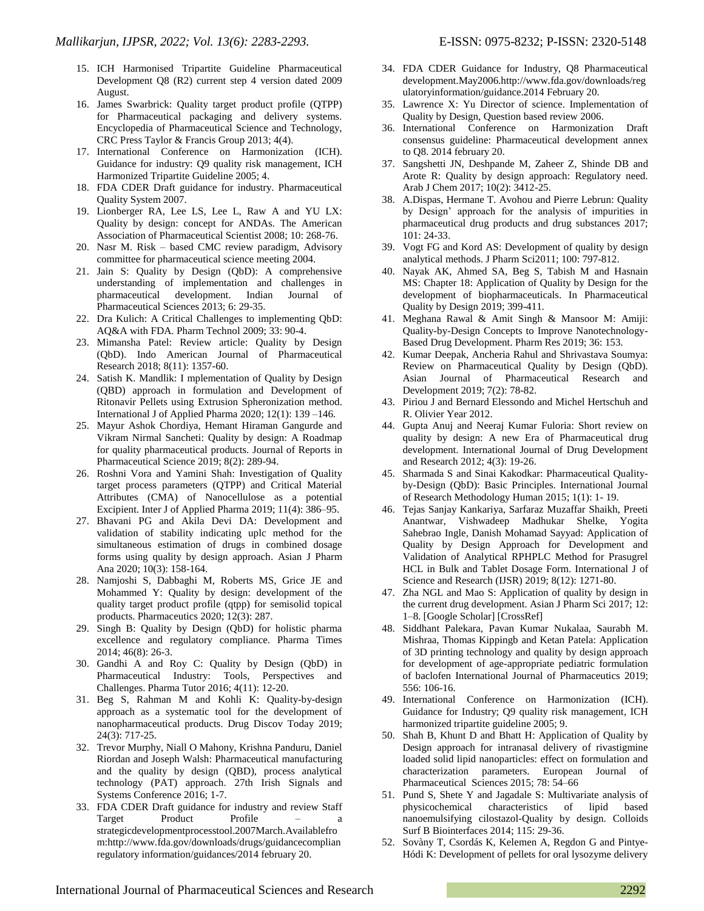15. ICH Harmonised Tripartite Guideline Pharmaceutical Development Q8 (R2) current step 4 version dated 2009 August.
16. James Swarbrick: Quality target product profile (QTPP) for Pharmaceutical packaging and delivery systems. Encyclopedia of Pharmaceutical Science and Technology, CRC Press Taylor & Francis Group 2013; 4(4).
17. International Conference on Harmonization (ICH). Guidance for industry: Q9 quality risk management, ICH Harmonized Tripartite Guideline 2005; 4.
18. FDA CDER Draft guidance for industry. Pharmaceutical Quality System 2007.
19. Lionberger RA, Lee LS, Lee L, Raw A and YU LX: Quality by design: concept for ANDAs. The American Association of Pharmaceutical Scientist 2008; 10: 268-76.
20. Nasr M. Risk – based CMC review paradigm, Advisory committee for pharmaceutical science meeting 2004.
21. Jain S: Quality by Design (QbD): A comprehensive understanding of implementation and challenges in pharmaceutical development. Indian Journal of Pharmaceutical Sciences 2013; 6: 29-35.
22. Dra Kulich: A Critical Challenges to implementing QbD: AQ&A with FDA. Pharm Technol 2009; 33: 90-4.
23. Mimansha Patel: Review article: Quality by Design (QbD). Indo American Journal of Pharmaceutical Research 2018; 8(11): 1357-60.
24. Satish K. Mandlik: I mplementation of Quality by Design (QBD) approach in formulation and Development of Ritonavir Pellets using Extrusion Spheronization method. International J of Applied Pharma 2020; 12(1): 139 –146.
25. Mayur Ashok Chordiya, Hemant Hiraman Gangurde and Vikram Nirmal Sancheti: Quality by design: A Roadmap for quality pharmaceutical products. Journal of Reports in Pharmaceutical Science 2019; 8(2): 289-94.
26. Roshni Vora and Yamini Shah: Investigation of Quality target process parameters (QTPP) and Critical Material Attributes (CMA) of Nanocellulose as a potential Excipient. Inter J of Applied Pharma 2019; 11(4): 386–95.
27. Bhavani PG and Akila Devi DA: Development and validation of stability indicating uplc method for the simultaneous estimation of drugs in combined dosage forms using quality by design approach. Asian J Pharm Ana 2020; 10(3): 158-164.
28. Namjoshi S, Dabbaghi M, Roberts MS, Grice JE and Mohammed Y: Quality by design: development of the quality target product profile (qtpp) for semisolid topical products. Pharmaceutics 2020; 12(3): 287.
29. Singh B: Quality by Design (QbD) for holistic pharma excellence and regulatory compliance. Pharma Times 2014; 46(8): 26-3.
30. Gandhi A and Roy C: Quality by Design (QbD) in Pharmaceutical Industry: Tools, Perspectives and Challenges. Pharma Tutor 2016; 4(11): 12-20.
31. Beg S, Rahman M and Kohli K: Quality-by-design approach as a systematic tool for the development of nanopharmaceutical products. Drug Discov Today 2019; 24(3): 717-25.
32. Trevor Murphy, Niall O Mahony, Krishna Panduru, Daniel Riordan and Joseph Walsh: Pharmaceutical manufacturing and the quality by design (QBD), process analytical technology (PAT) approach. 27th Irish Signals and Systems Conference 2016; 1-7.
33. FDA CDER Draft guidance for industry and review Staff Target Product Profile – a strategicdevelopmentprocesstool.2007March.Availablefrom:http://www.fda.gov/downloads/drugs/guidancecomplianregulatory information/guidances/2014 february 20.
34. FDA CDER Guidance for Industry, Q8 Pharmaceutical development.May2006.http://www.fda.gov/downloads/regulatoryinformation/guidance.2014 February 20.
35. Lawrence X: Yu Director of science. Implementation of Quality by Design, Question based review 2006.
36. International Conference on Harmonization Draft consensus guideline: Pharmaceutical development annex to Q8. 2014 february 20.
37. Sangshetti JN, Deshpande M, Zaheer Z, Shinde DB and Arote R: Quality by design approach: Regulatory need. Arab J Chem 2017; 10(2): 3412-25.
38. A.Dispas, Hermane T. Avohou and Pierre Lebrun: Quality by Design' approach for the analysis of impurities in pharmaceutical drug products and drug substances 2017; 101: 24-33.
39. Vogt FG and Kord AS: Development of quality by design analytical methods. J Pharm Sci2011; 100: 797-812.
40. Nayak AK, Ahmed SA, Beg S, Tabish M and Hasnain MS: Chapter 18: Application of Quality by Design for the development of biopharmaceuticals. In Pharmaceutical Quality by Design 2019; 399-411.
41. Meghana Rawal & Amit Singh & Mansoor M: Amiji: Quality-by-Design Concepts to Improve Nanotechnology-Based Drug Development. Pharm Res 2019; 36: 153.
42. Kumar Deepak, Ancheria Rahul and Shrivastava Soumya: Review on Pharmaceutical Quality by Design (QbD). Asian Journal of Pharmaceutical Research and Development 2019; 7(2): 78-82.
43. Piriou J and Bernard Elessondo and Michel Hertschuh and R. Olivier Year 2012.
44. Gupta Anuj and Neeraj Kumar Fuloria: Short review on quality by design: A new Era of Pharmaceutical drug development. International Journal of Drug Development and Research 2012; 4(3): 19-26.
45. Sharmada S and Sinai Kakodkar: Pharmaceutical Quality-by-Design (QbD): Basic Principles. International Journal of Research Methodology Human 2015; 1(1): 1- 19.
46. Tejas Sanjay Kankariya, Sarfaraz Muzaffar Shaikh, Preeti Anantwar, Vishwadeep Madhukar Shelke, Yogita Sahebrao Ingle, Danish Mohamad Sayyad: Application of Quality by Design Approach for Development and Validation of Analytical RPHPLC Method for Prasugrel HCL in Bulk and Tablet Dosage Form. International J of Science and Research (IJSR) 2019; 8(12): 1271-80.
47. Zha NGL and Mao S: Application of quality by design in the current drug development. Asian J Pharm Sci 2017; 12: 1–8. [Google Scholar] [CrossRef]
48. Siddhant Palekara, Pavan Kumar Nukalaa, Saurabh M. Mishraa, Thomas Kippingb and Ketan Patela: Application of 3D printing technology and quality by design approach for development of age-appropriate pediatric formulation of baclofen International Journal of Pharmaceutics 2019; 556: 106-16.
49. International Conference on Harmonization (ICH). Guidance for Industry; Q9 quality risk management, ICH harmonized tripartite guideline 2005; 9.
50. Shah B, Khunt D and Bhatt H: Application of Quality by Design approach for intranasal delivery of rivastigmine loaded solid lipid nanoparticles: effect on formulation and characterization parameters. European Journal of Pharmaceutical Sciences 2015; 78: 54–66
51. Pund S, Shete Y and Jagadale S: Multivariate analysis of physicochemical characteristics of lipid based nanoemulsifying cilostazol-Quality by design. Colloids Surf B Biointerfaces 2014; 115: 29-36.
52. Sovàny T, Csordás K, Kelemen A, Regdon G and Pintye-Hódi K: Development of pellets for oral lysozyme delivery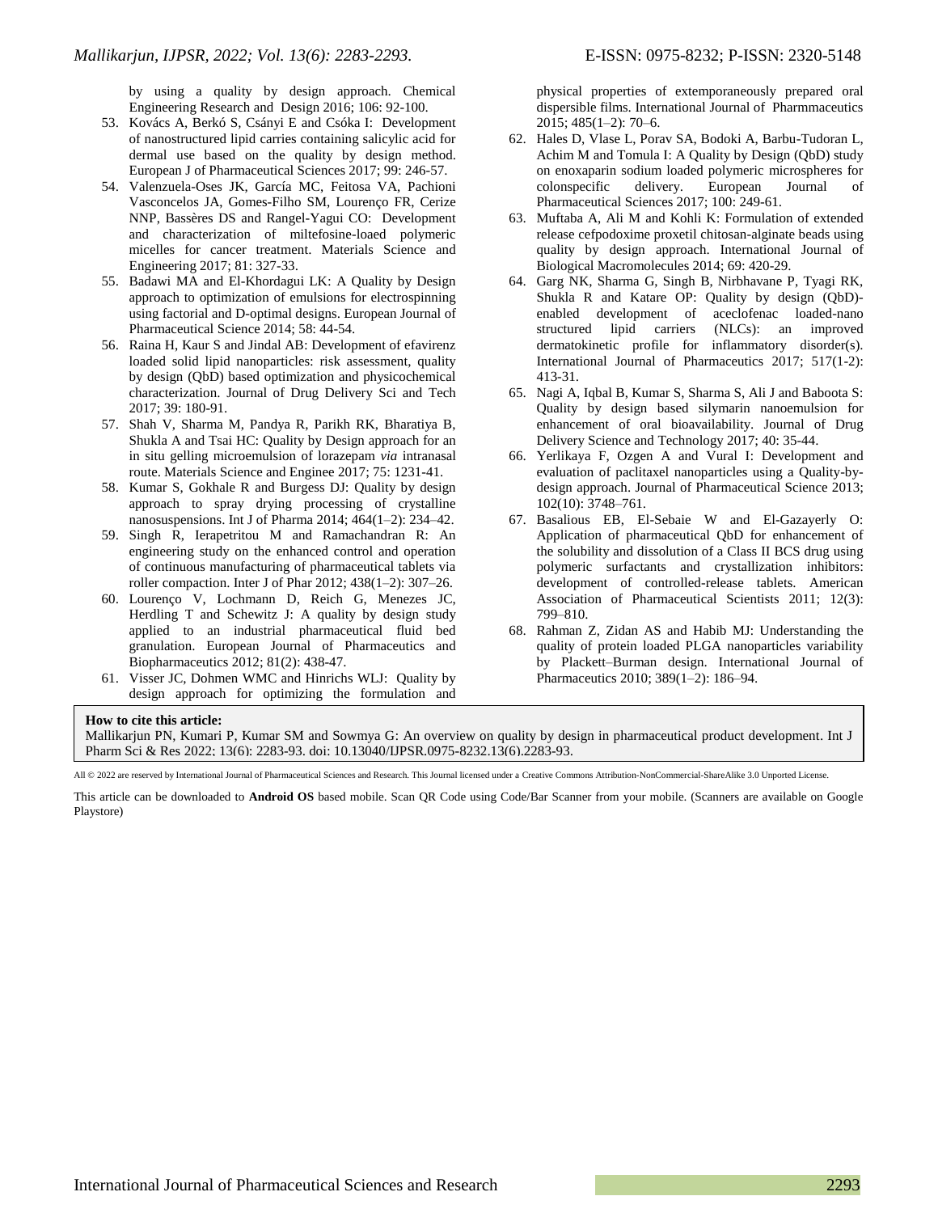by using a quality by design approach. Chemical Engineering Research and Design 2016; 106: 92-100.

53. Kovács A, Berkó S, Csányi E and Csóka I: Development of nanostructured lipid carries containing salicylic acid for dermal use based on the quality by design method. European J of Pharmaceutical Sciences 2017; 99: 246-57.
54. Valenzuela-Oses JK, García MC, Feitosa VA, Pachioni Vasconcelos JA, Gomes-Filho SM, Lourenço FR, Cerize NNP, Bassères DS and Rangel-Yagui CO: Development and characterization of miltefosine-loaed polymeric micelles for cancer treatment. Materials Science and Engineering 2017; 81: 327-33.
55. Badawi MA and El-Khordagui LK: A Quality by Design approach to optimization of emulsions for electrospinning using factorial and D-optimal designs. European Journal of Pharmaceutical Science 2014; 58: 44-54.
56. Raina H, Kaur S and Jindal AB: Development of efavirenz loaded solid lipid nanoparticles: risk assessment, quality by design (QbD) based optimization and physicochemical characterization. Journal of Drug Delivery Sci and Tech 2017; 39: 180-91.
57. Shah V, Sharma M, Pandya R, Parikh RK, Bharatiya B, Shukla A and Tsai HC: Quality by Design approach for an in situ gelling microemulsion of lorazepam *via* intranasal route. Materials Science and Enginee 2017; 75: 1231-41.
58. Kumar S, Gokhale R and Burgess DJ: Quality by design approach to spray drying processing of crystalline nanosuspensions. Int J of Pharma 2014; 464(1–2): 234–42.
59. Singh R, Ierapetritou M and Ramachandran R: An engineering study on the enhanced control and operation of continuous manufacturing of pharmaceutical tablets via roller compaction. Inter J of Phar 2012; 438(1–2): 307–26.
60. Lourenço V, Lochmann D, Reich G, Menezes JC, Herdling T and Schewitz J: A quality by design study applied to an industrial pharmaceutical fluid bed granulation. European Journal of Pharmaceutics and Biopharmaceutics 2012; 81(2): 438-47.
61. Visser JC, Dohmen WMC and Hinrichs WLJ: Quality by design approach for optimizing the formulation and physical properties of extemporaneously prepared oral dispersible films. International Journal of Pharmmaceutics 2015; 485(1–2): 70–6.
62. Hales D, Vlase L, Porav SA, Bodoki A, Barbu-Tudoran L, Achim M and Tomula I: A Quality by Design (QbD) study on enoxaparin sodium loaded polymeric microspheres for colonspecific delivery. European Journal of Pharmaceutical Sciences 2017; 100: 249-61.
63. Muftaba A, Ali M and Kohli K: Formulation of extended release cefpodoxime proxetil chitosan-alginate beads using quality by design approach. International Journal of Biological Macromolecules 2014; 69: 420-29.
64. Garg NK, Sharma G, Singh B, Nirbhavane P, Tyagi RK, Shukla R and Katare OP: Quality by design (QbD)-enabled development of aceclofenac loaded-nano structured lipid carriers (NLCs): an improved dermatokinetic profile for inflammatory disorder(s). International Journal of Pharmaceutics 2017; 517(1-2): 413-31.
65. Nagi A, Iqbal B, Kumar S, Sharma S, Ali J and Baboota S: Quality by design based silymarin nanoemulsion for enhancement of oral bioavailability. Journal of Drug Delivery Science and Technology 2017; 40: 35-44.
66. Yerlikaya F, Ozgen A and Vural I: Development and evaluation of paclitaxel nanoparticles using a Quality-by-design approach. Journal of Pharmaceutical Science 2013; 102(10): 3748–761.
67. Basalious EB, El-Sebaie W and El-Gazayerly O: Application of pharmaceutical QbD for enhancement of the solubility and dissolution of a Class II BCS drug using polymeric surfactants and crystallization inhibitors: development of controlled-release tablets. American Association of Pharmaceutical Scientists 2011; 12(3): 799–810.
68. Rahman Z, Zidan AS and Habib MJ: Understanding the quality of protein loaded PLGA nanoparticles variability by Plackett–Burman design. International Journal of Pharmaceutics 2010; 389(1–2): 186–94.

**How to cite this article:**
Mallikarjun PN, Kumari P, Kumar SM and Sowmya G: An overview on quality by design in pharmaceutical product development. Int J Pharm Sci & Res 2022; 13(6): 2283-93. doi: 10.13040/IJPSR.0975-8232.13(6).2283-93.

All © 2022 are reserved by International Journal of Pharmaceutical Sciences and Research. This Journal licensed under a Creative Commons Attribution-NonCommercial-ShareAlike 3.0 Unported License.

This article can be downloaded to **Android OS** based mobile. Scan QR Code using Code/Bar Scanner from your mobile. (Scanners are available on Google Playstore)